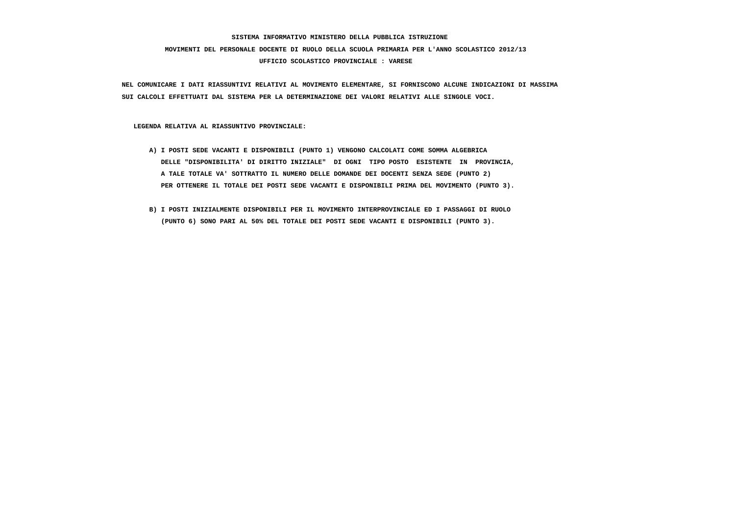**SISTEMA INFORMATIVO MINISTERO DELLA PUBBLICA ISTRUZIONE**

**MOVIMENTI DEL PERSONALE DOCENTE DI RUOLO DELLA SCUOLA PRIMARIA PER L'ANNO SCOLASTICO 2012/13**

**UFFICIO SCOLASTICO PROVINCIALE : VARESE**

**NEL COMUNICARE I DATI RIASSUNTIVI RELATIVI AL MOVIMENTO ELEMENTARE, SI FORNISCONO ALCUNE INDICAZIONI DI MASSIMA SUI CALCOLI EFFETTUATI DAL SISTEMA PER LA DETERMINAZIONE DEI VALORI RELATIVI ALLE SINGOLE VOCI.**

**LEGENDA RELATIVA AL RIASSUNTIVO PROVINCIALE:**

**A) I POSTI SEDE VACANTI E DISPONIBILI (PUNTO 1) VENGONO CALCOLATI COME SOMMA ALGEBRICA DELLE "DISPONIBILITA' DI DIRITTO INIZIALE" DI OGNI TIPO POSTO ESISTENTE IN PROVINCIA, A TALE TOTALE VA' SOTTRATTO IL NUMERO DELLE DOMANDE DEI DOCENTI SENZA SEDE (PUNTO 2) PER OTTENERE IL TOTALE DEI POSTI SEDE VACANTI E DISPONIBILI PRIMA DEL MOVIMENTO (PUNTO 3).**

**B) I POSTI INIZIALMENTE DISPONIBILI PER IL MOVIMENTO INTERPROVINCIALE ED I PASSAGGI DI RUOLO (PUNTO 6) SONO PARI AL 50% DEL TOTALE DEI POSTI SEDE VACANTI E DISPONIBILI (PUNTO 3).**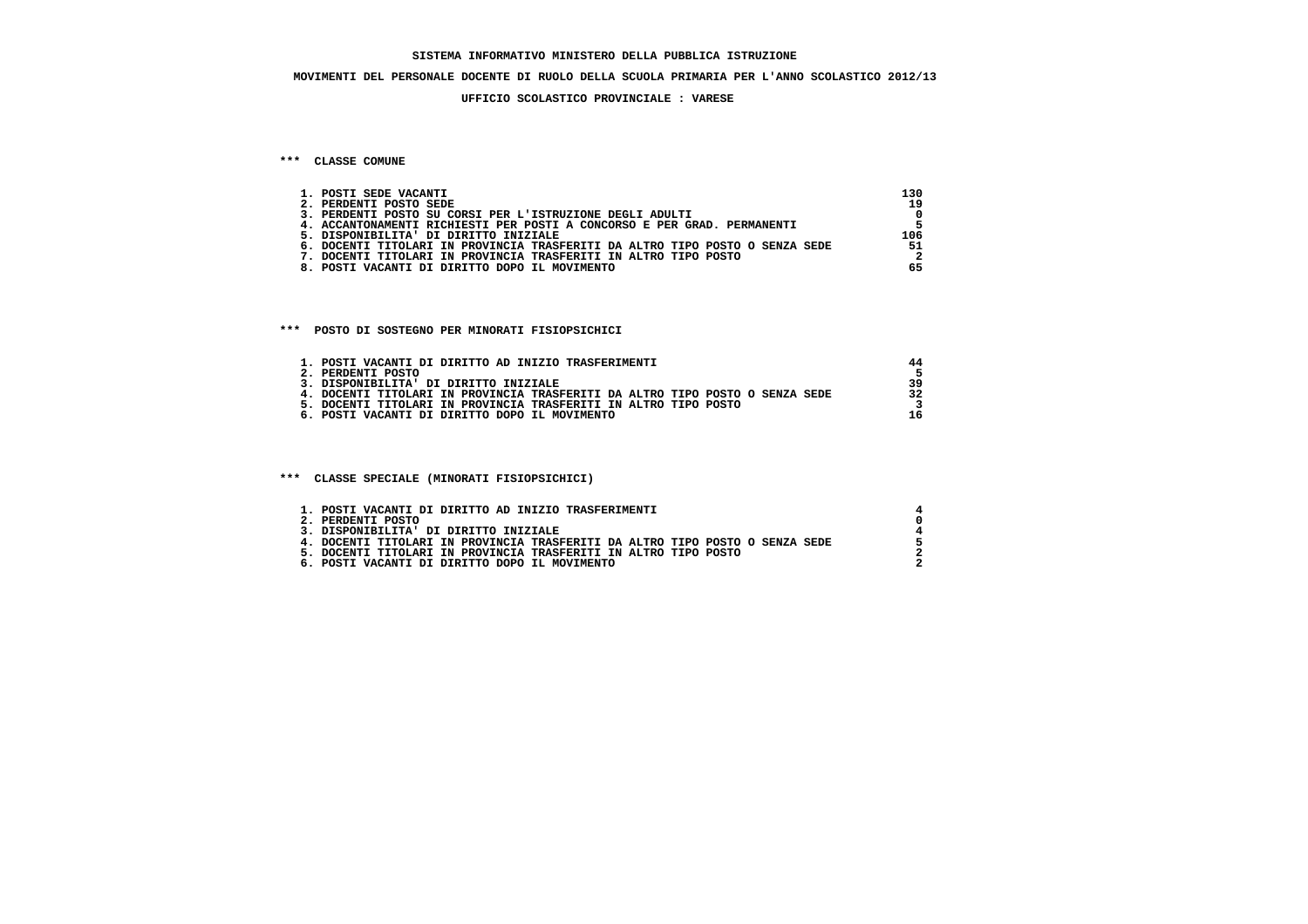**SISTEMA INFORMATIVO MINISTERO DELLA PUBBLICA ISTRUZIONE**

**MOVIMENTI DEL PERSONALE DOCENTE DI RUOLO DELLA SCUOLA PRIMARIA PER L'ANNO SCOLASTICO 2012/13**

**UFFICIO SCOLASTICO PROVINCIALE : VARESE**

### *** CLASSE COMUNE

| Voce | Numero |
|---|---|
| 1. POSTI SEDE VACANTI | 130 |
| 2. PERDENTI POSTO SEDE | 19 |
| 3. PERDENTI POSTO SU CORSI PER L'ISTRUZIONE DEGLI ADULTI | 0 |
| 4. ACCANTONAMENTI RICHIESTI PER POSTI A CONCORSO E PER GRAD. PERMANENTI | 5 |
| 5. DISPONIBILITA' DI DIRITTO INIZIALE | 106 |
| 6. DOCENTI TITOLARI IN PROVINCIA TRASFERITI DA ALTRO TIPO POSTO O SENZA SEDE | 51 |
| 7. DOCENTI TITOLARI IN PROVINCIA TRASFERITI IN ALTRO TIPO POSTO | 2 |
| 8. POSTI VACANTI DI DIRITTO DOPO IL MOVIMENTO | 65 |

### *** POSTO DI SOSTEGNO PER MINORATI FISIOPSICHICI

| Voce | Numero |
|---|---|
| 1. POSTI VACANTI DI DIRITTO AD INIZIO TRASFERIMENTI | 44 |
| 2. PERDENTI POSTO | 5 |
| 3. DISPONIBILITA' DI DIRITTO INIZIALE | 39 |
| 4. DOCENTI TITOLARI IN PROVINCIA TRASFERITI DA ALTRO TIPO POSTO O SENZA SEDE | 32 |
| 5. DOCENTI TITOLARI IN PROVINCIA TRASFERITI IN ALTRO TIPO POSTO | 3 |
| 6. POSTI VACANTI DI DIRITTO DOPO IL MOVIMENTO | 16 |

### *** CLASSE SPECIALE (MINORATI FISIOPSICHICI)

| Voce | Numero |
|---|---|
| 1. POSTI VACANTI DI DIRITTO AD INIZIO TRASFERIMENTI | 4 |
| 2. PERDENTI POSTO | 0 |
| 3. DISPONIBILITA' DI DIRITTO INIZIALE | 4 |
| 4. DOCENTI TITOLARI IN PROVINCIA TRASFERITI DA ALTRO TIPO POSTO O SENZA SEDE | 5 |
| 5. DOCENTI TITOLARI IN PROVINCIA TRASFERITI IN ALTRO TIPO POSTO | 2 |
| 6. POSTI VACANTI DI DIRITTO DOPO IL MOVIMENTO | 2 |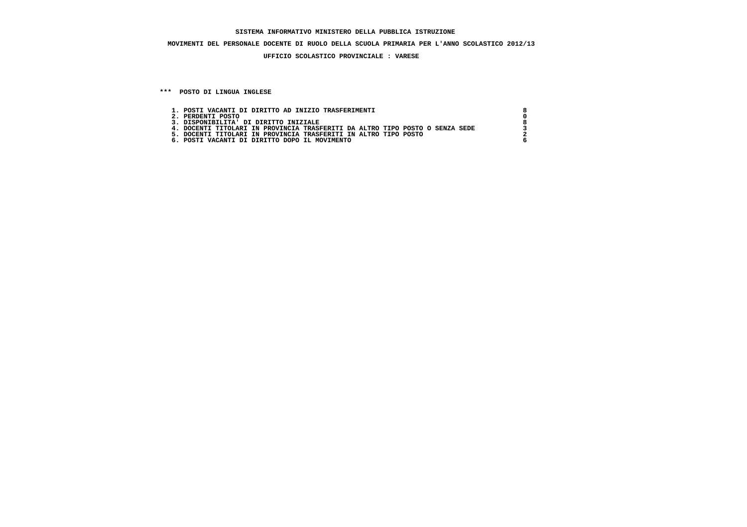**SISTEMA INFORMATIVO MINISTERO DELLA PUBBLICA ISTRUZIONE**

**MOVIMENTI DEL PERSONALE DOCENTE DI RUOLO DELLA SCUOLA PRIMARIA PER L'ANNO SCOLASTICO 2012/13**

**UFFICIO SCOLASTICO PROVINCIALE : VARESE**

**\*\*\* POSTO DI LINGUA INGLESE**

| | |
|---|---|
| 1. POSTI VACANTI DI DIRITTO AD INIZIO TRASFERIMENTI | 8 |
| 2. PERDENTI POSTO | 0 |
| 3. DISPONIBILITA' DI DIRITTO INIZIALE | 8 |
| 4. DOCENTI TITOLARI IN PROVINCIA TRASFERITI DA ALTRO TIPO POSTO O SENZA SEDE | 3 |
| 5. DOCENTI TITOLARI IN PROVINCIA TRASFERITI IN ALTRO TIPO POSTO | 2 |
| 6. POSTI VACANTI DI DIRITTO DOPO IL MOVIMENTO | 6 |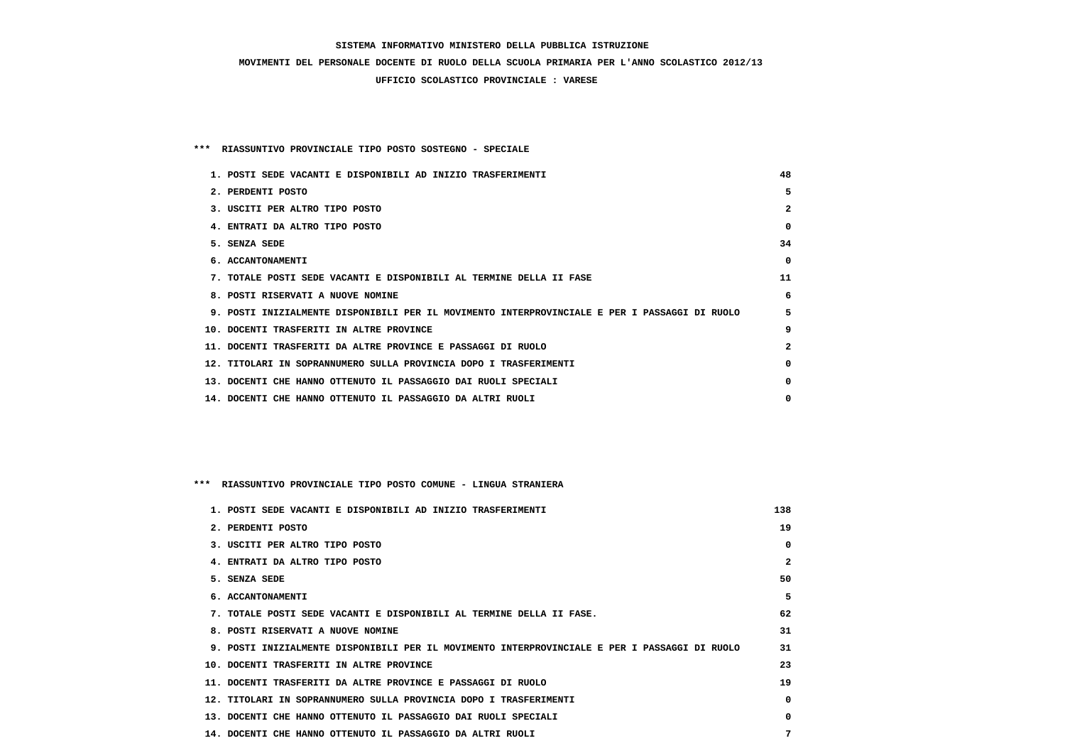**SISTEMA INFORMATIVO MINISTERO DELLA PUBBLICA ISTRUZIONE**

**MOVIMENTI DEL PERSONALE DOCENTE DI RUOLO DELLA SCUOLA PRIMARIA PER L'ANNO SCOLASTICO 2012/13**

**UFFICIO SCOLASTICO PROVINCIALE : VARESE**

### *** RIASSUNTIVO PROVINCIALE TIPO POSTO SOSTEGNO - SPECIALE

| | |
|---|---|
| 1. POSTI SEDE VACANTI E DISPONIBILI AD INIZIO TRASFERIMENTI | 48 |
| 2. PERDENTI POSTO | 5 |
| 3. USCITI PER ALTRO TIPO POSTO | 2 |
| 4. ENTRATI DA ALTRO TIPO POSTO | 0 |
| 5. SENZA SEDE | 34 |
| 6. ACCANTONAMENTI | 0 |
| 7. TOTALE POSTI SEDE VACANTI E DISPONIBILI AL TERMINE DELLA II FASE | 11 |
| 8. POSTI RISERVATI A NUOVE NOMINE | 6 |
| 9. POSTI INIZIALMENTE DISPONIBILI PER IL MOVIMENTO INTERPROVINCIALE E PER I PASSAGGI DI RUOLO | 5 |
| 10. DOCENTI TRASFERITI IN ALTRE PROVINCE | 9 |
| 11. DOCENTI TRASFERITI DA ALTRE PROVINCE E PASSAGGI DI RUOLO | 2 |
| 12. TITOLARI IN SOPRANNUMERO SULLA PROVINCIA DOPO I TRASFERIMENTI | 0 |
| 13. DOCENTI CHE HANNO OTTENUTO IL PASSAGGIO DAI RUOLI SPECIALI | 0 |
| 14. DOCENTI CHE HANNO OTTENUTO IL PASSAGGIO DA ALTRI RUOLI | 0 |

### *** RIASSUNTIVO PROVINCIALE TIPO POSTO COMUNE - LINGUA STRANIERA

| | |
|---|---|
| 1. POSTI SEDE VACANTI E DISPONIBILI AD INIZIO TRASFERIMENTI | 138 |
| 2. PERDENTI POSTO | 19 |
| 3. USCITI PER ALTRO TIPO POSTO | 0 |
| 4. ENTRATI DA ALTRO TIPO POSTO | 2 |
| 5. SENZA SEDE | 50 |
| 6. ACCANTONAMENTI | 5 |
| 7. TOTALE POSTI SEDE VACANTI E DISPONIBILI AL TERMINE DELLA II FASE. | 62 |
| 8. POSTI RISERVATI A NUOVE NOMINE | 31 |
| 9. POSTI INIZIALMENTE DISPONIBILI PER IL MOVIMENTO INTERPROVINCIALE E PER I PASSAGGI DI RUOLO | 31 |
| 10. DOCENTI TRASFERITI IN ALTRE PROVINCE | 23 |
| 11. DOCENTI TRASFERITI DA ALTRE PROVINCE E PASSAGGI DI RUOLO | 19 |
| 12. TITOLARI IN SOPRANNUMERO SULLA PROVINCIA DOPO I TRASFERIMENTI | 0 |
| 13. DOCENTI CHE HANNO OTTENUTO IL PASSAGGIO DAI RUOLI SPECIALI | 0 |
| 14. DOCENTI CHE HANNO OTTENUTO IL PASSAGGIO DA ALTRI RUOLI | 7 |